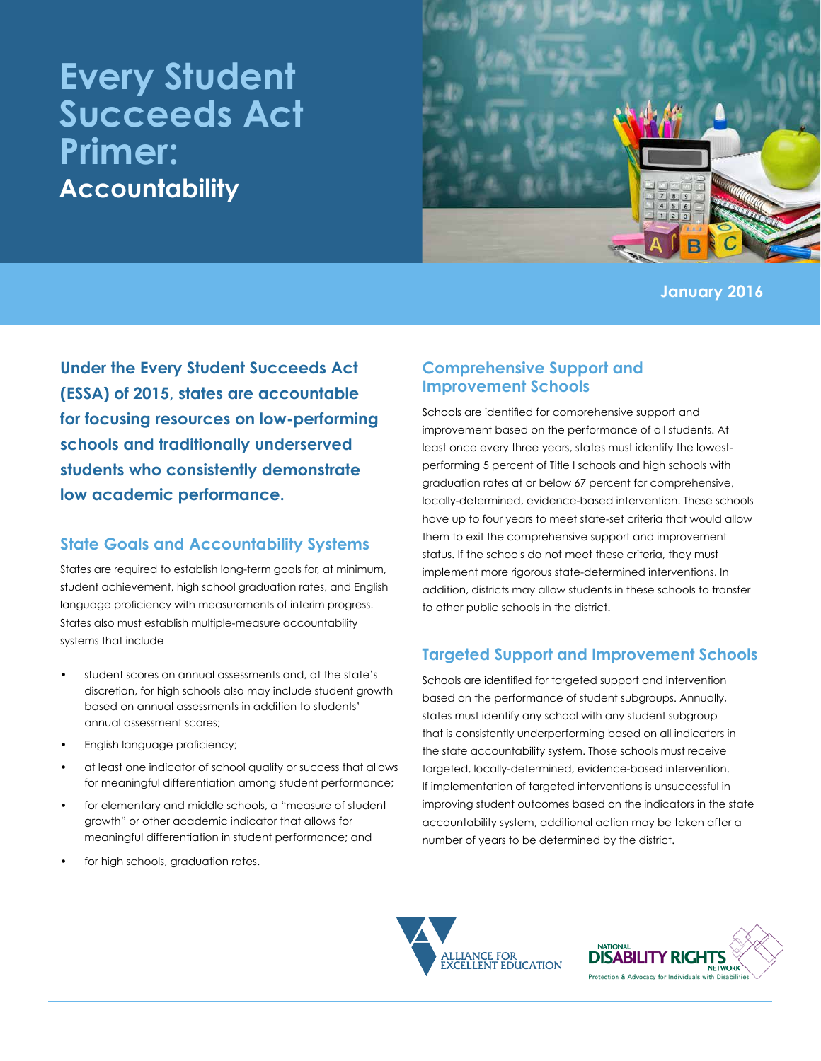# Every Student Succeeds Act Primer:

## Accountability

January 2016

**Under the Every Student Succeeds Act (ESSA) of 2015, states are accountable for focusing resources on low-performing schools and traditionally underserved students who consistently demonstrate low academic performance.**

### State Goals and Accountability Systems

States are required to establish long-term goals for, at minimum, student achievement, high school graduation rates, and English language proficiency with measurements of interim progress. States also must establish multiple-measure accountability systems that include

- student scores on annual assessments and, at the state's discretion, for high schools also may include student growth based on annual assessments in addition to students' annual assessment scores;
- English language proficiency;
- at least one indicator of school quality or success that allows for meaningful differentiation among student performance;
- for elementary and middle schools, a "measure of student growth" or other academic indicator that allows for meaningful differentiation in student performance; and
- for high schools, graduation rates.

### Comprehensive Support and Improvement Schools

Schools are identified for comprehensive support and improvement based on the performance of all students. At least once every three years, states must identify the lowest-performing 5 percent of Title I schools and high schools with graduation rates at or below 67 percent for comprehensive, locally-determined, evidence-based intervention. These schools have up to four years to meet state-set criteria that would allow them to exit the comprehensive support and improvement status. If the schools do not meet these criteria, they must implement more rigorous state-determined interventions. In addition, districts may allow students in these schools to transfer to other public schools in the district.

### Targeted Support and Improvement Schools

Schools are identified for targeted support and intervention based on the performance of student subgroups. Annually, states must identify any school with any student subgroup that is consistently underperforming based on all indicators in the state accountability system. Those schools must receive targeted, locally-determined, evidence-based intervention. If implementation of targeted interventions is unsuccessful in improving student outcomes based on the indicators in the state accountability system, additional action may be taken after a number of years to be determined by the district.

Alliance for Excellent Education

National Disability Rights Network — Protection & Advocacy for Individuals with Disabilities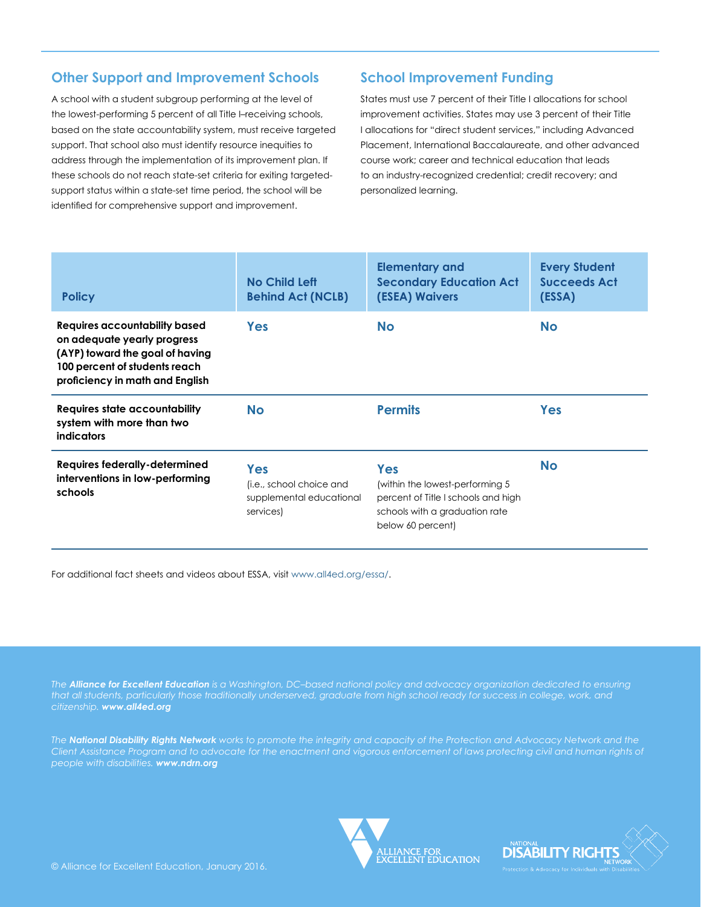## Other Support and Improvement Schools

A school with a student subgroup performing at the level of the lowest-performing 5 percent of all Title I–receiving schools, based on the state accountability system, must receive targeted support. That school also must identify resource inequities to address through the implementation of its improvement plan. If these schools do not reach state-set criteria for exiting targeted-support status within a state-set time period, the school will be identified for comprehensive support and improvement.

## School Improvement Funding

States must use 7 percent of their Title I allocations for school improvement activities. States may use 3 percent of their Title I allocations for "direct student services," including Advanced Placement, International Baccalaureate, and other advanced course work; career and technical education that leads to an industry-recognized credential; credit recovery; and personalized learning.

| Policy | No Child Left Behind Act (NCLB) | Elementary and Secondary Education Act (ESEA) Waivers | Every Student Succeeds Act (ESSA) |
|---|---|---|---|
| **Requires accountability based on adequate yearly progress (AYP) toward the goal of having 100 percent of students reach proficiency in math and English** | **Yes** | **No** | **No** |
| **Requires state accountability system with more than two indicators** | **No** | **Permits** | **Yes** |
| **Requires federally-determined interventions in low-performing schools** | **Yes** (i.e., school choice and supplemental educational services) | **Yes** (within the lowest-performing 5 percent of Title I schools and high schools with a graduation rate below 60 percent) | **No** |

For additional fact sheets and videos about ESSA, visit www.all4ed.org/essa/.

*The **Alliance for Excellent Education** is a Washington, DC–based national policy and advocacy organization dedicated to ensuring that all students, particularly those traditionally underserved, graduate from high school ready for success in college, work, and citizenship. **www.all4ed.org***

*The **National Disability Rights Network** works to promote the integrity and capacity of the Protection and Advocacy Network and the Client Assistance Program and to advocate for the enactment and vigorous enforcement of laws protecting civil and human rights of people with disabilities. **www.ndrn.org***

© Alliance for Excellent Education, January 2016.